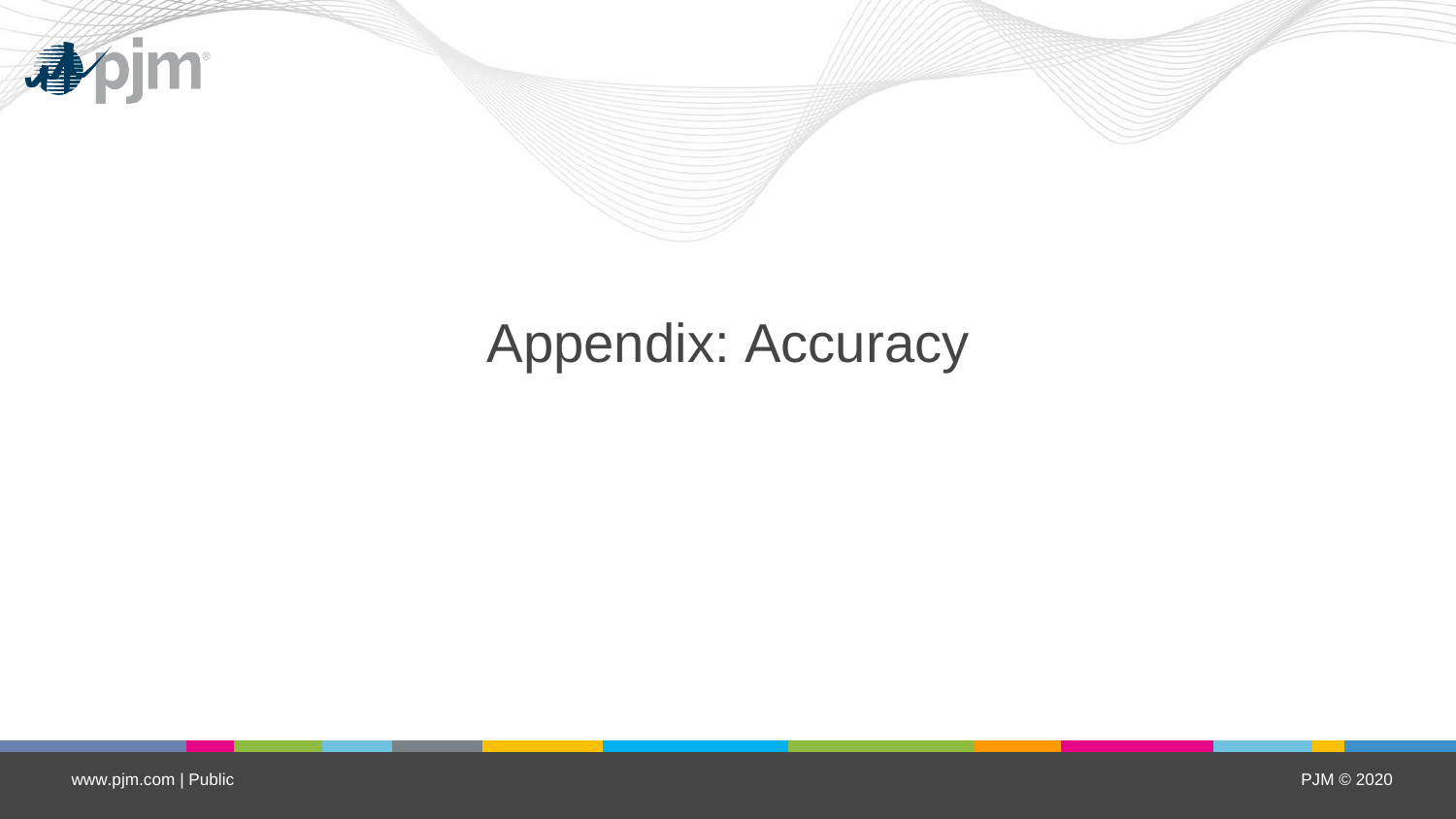# Appendix: Accuracy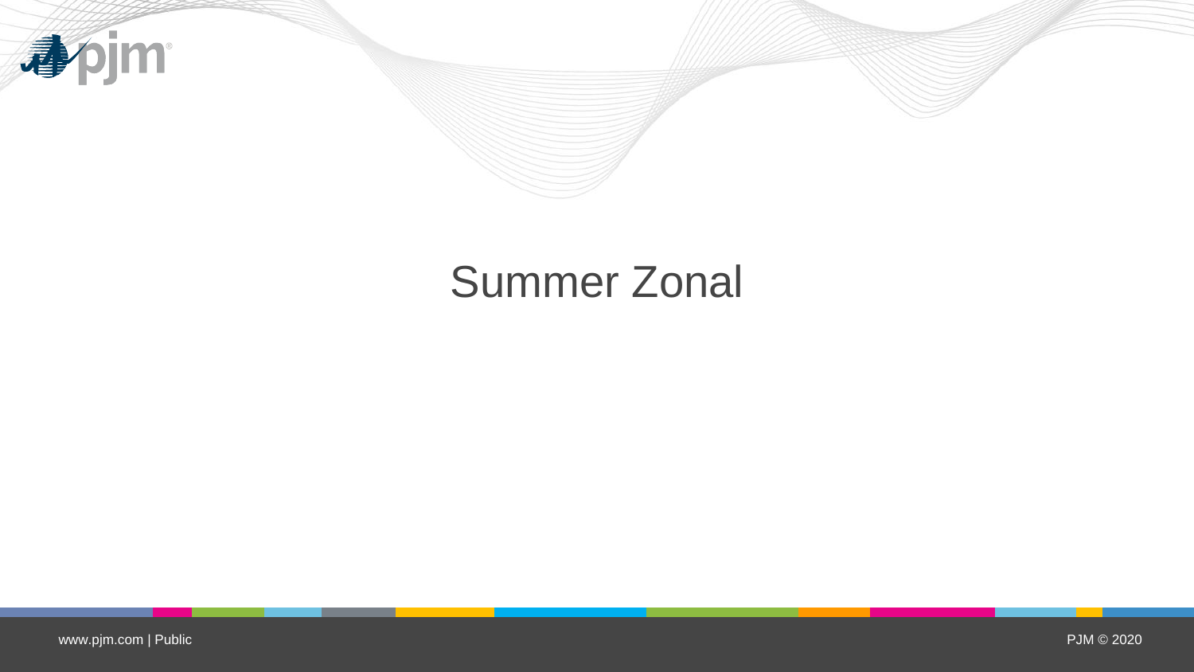# Summer Zonal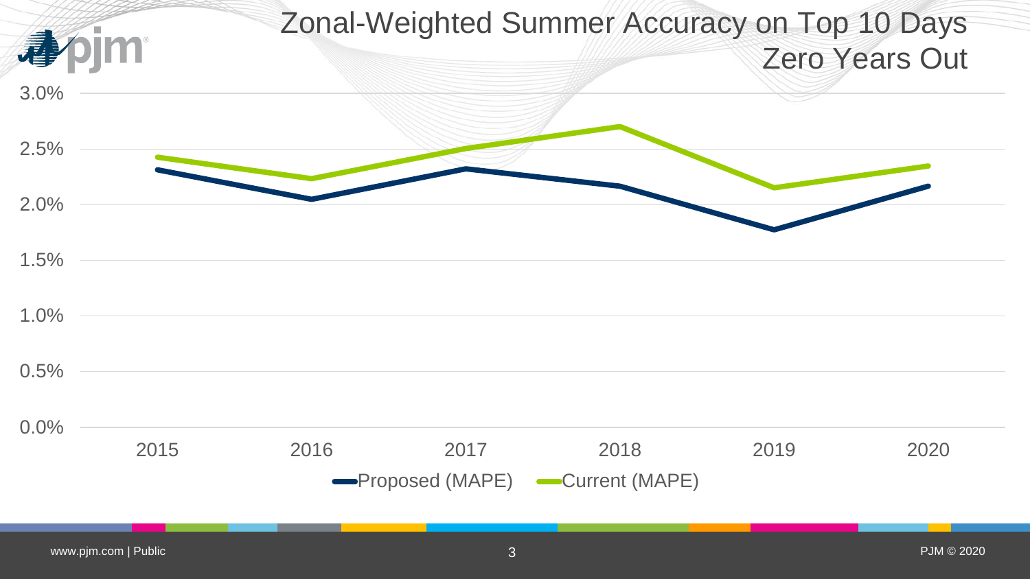# Zonal-Weighted Summer Accuracy on Top 10 Days Zero Years Out

3.0%
2.5%
2.0%
1.5%
1.0%
0.5%
0.0%

2015 2016 2017 2018 2019 2020

Proposed (MAPE) Current (MAPE)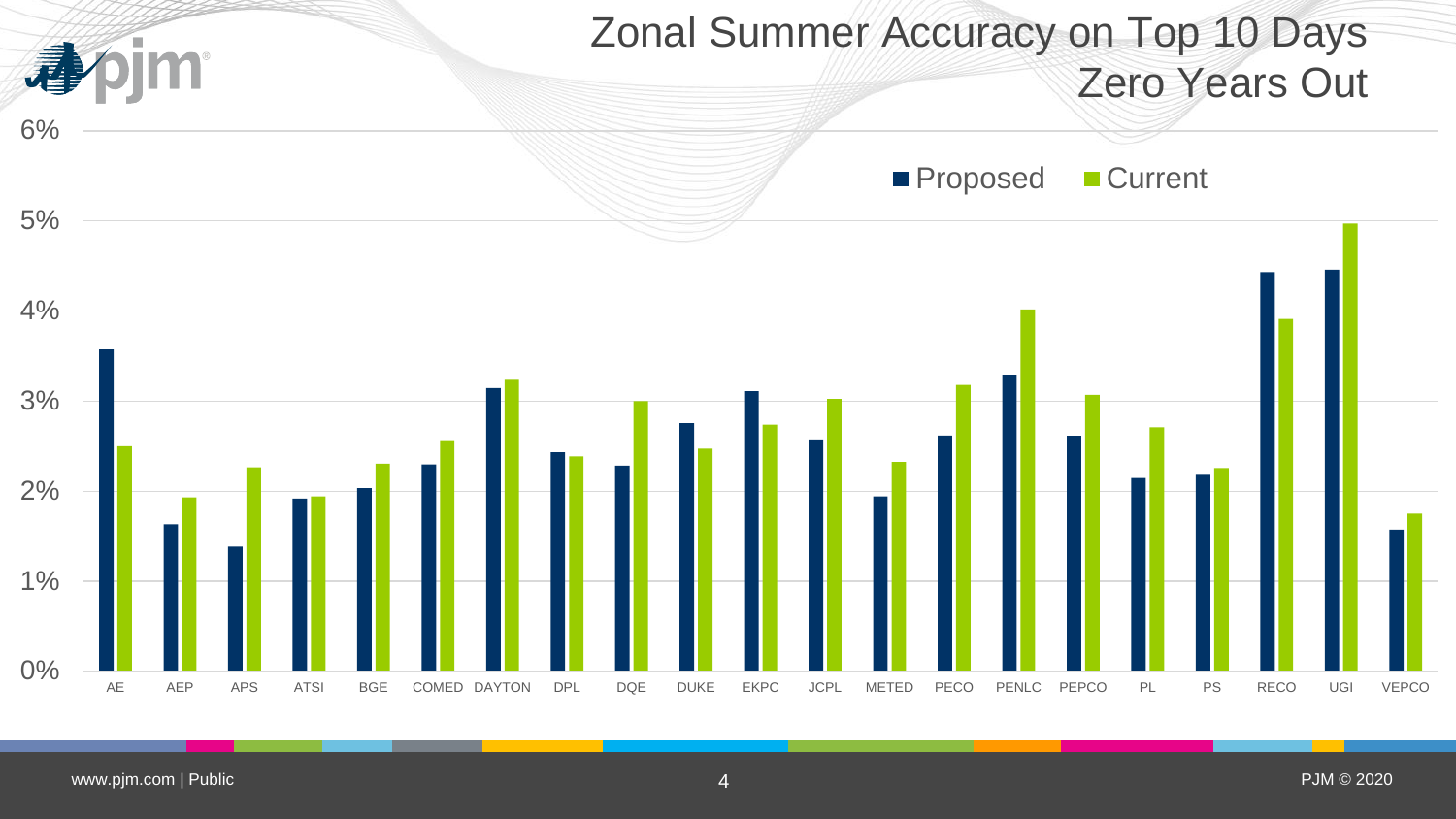# Zonal Summer Accuracy on Top 10 Days
## Zero Years Out

■ Proposed ■ Current

| Zone | Proposed | Current |
|---|---|---|
| AE | 3.6% | 2.5% |
| AEP | 1.6% | 1.9% |
| APS | 1.4% | 2.3% |
| ATSI | 1.9% | 1.9% |
| BGE | 2.0% | 2.3% |
| COMED | 2.3% | 2.6% |
| DAYTON | 3.1% | 3.2% |
| DPL | 2.4% | 2.4% |
| DQE | 2.3% | 3.0% |
| DUKE | 2.8% | 2.5% |
| EKPC | 3.1% | 2.7% |
| JCPL | 2.6% | 3.0% |
| METED | 1.9% | 2.3% |
| PECO | 2.6% | 3.2% |
| PENLC | 3.3% | 4.0% |
| PEPCO | 2.6% | 3.1% |
| PL | 2.1% | 2.7% |
| PS | 2.2% | 2.3% |
| RECO | 4.4% | 3.9% |
| UGI | 4.5% | 5.0% |
| VEPCO | 1.6% | 1.7% |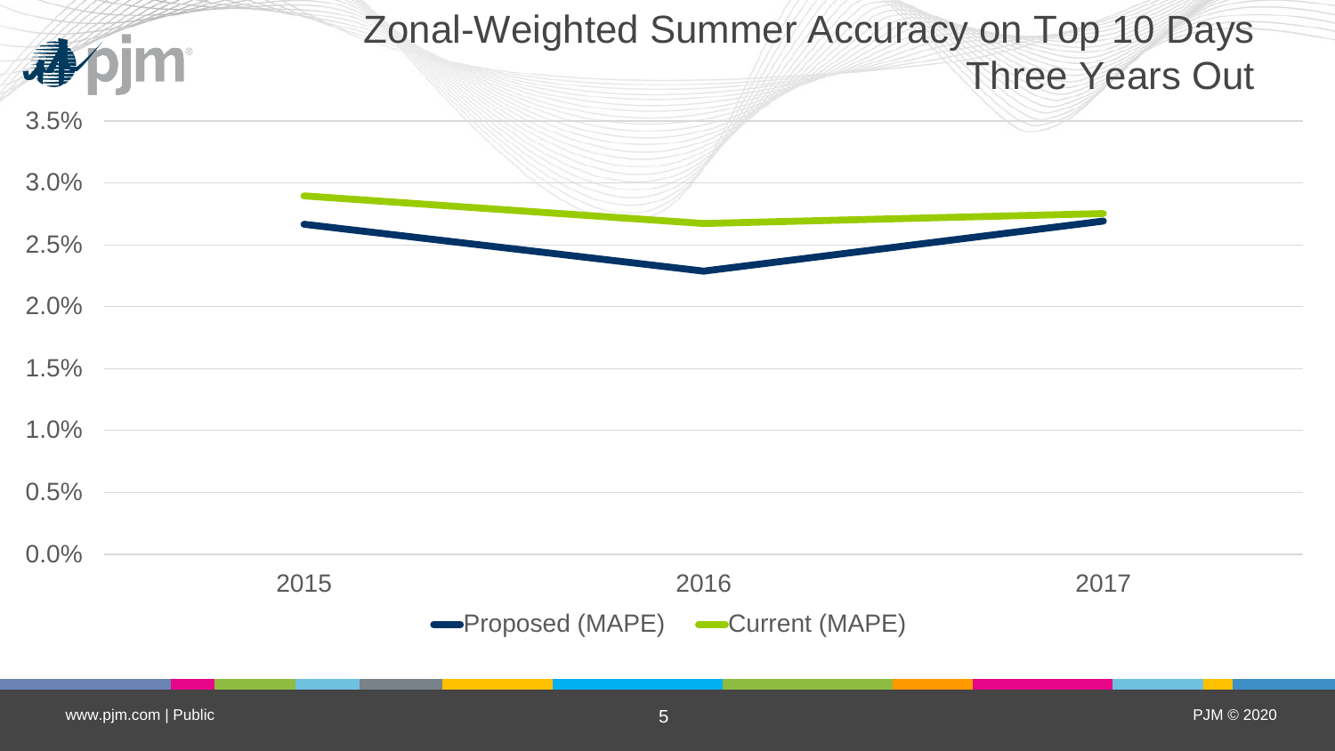# Zonal-Weighted Summer Accuracy on Top 10 Days Three Years Out

| Year | Proposed (MAPE) | Current (MAPE) |
|---|---|---|
| 2015 | ~2.67% | ~2.90% |
| 2016 | ~2.29% | ~2.68% |
| 2017 | ~2.70% | ~2.76% |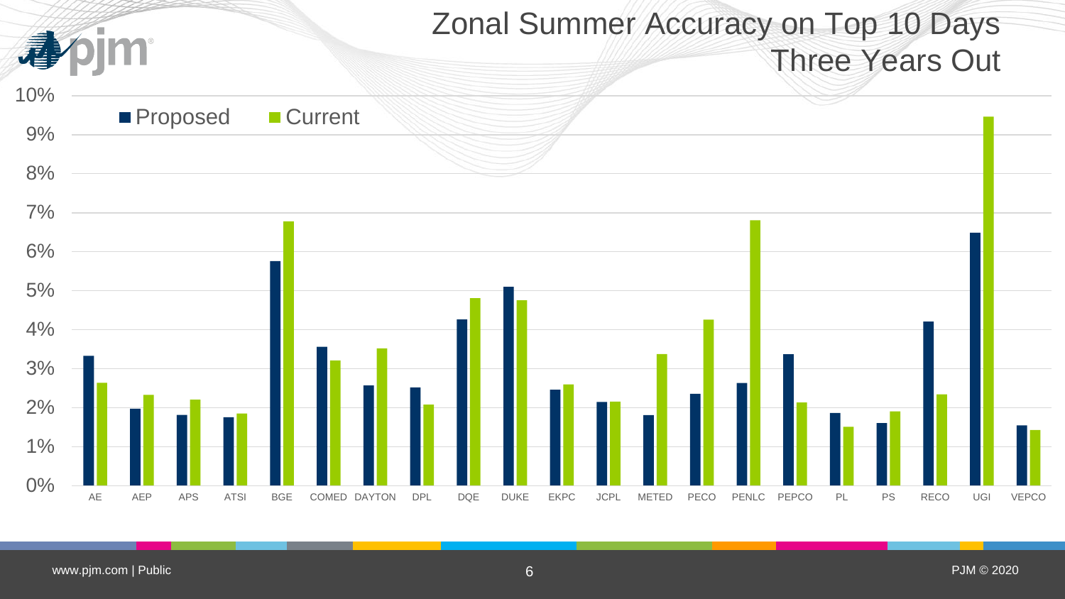# Zonal Summer Accuracy on Top 10 Days Three Years Out

| Zone | Proposed | Current |
|---|---|---|
| AE | 3.3% | 2.6% |
| AEP | 2.0% | 2.3% |
| APS | 1.8% | 2.2% |
| ATSI | 1.8% | 1.8% |
| BGE | 5.8% | 6.8% |
| COMED | 3.6% | 3.2% |
| DAYTON | 2.6% | 3.5% |
| DPL | 2.5% | 2.1% |
| DQE | 4.3% | 4.8% |
| DUKE | 5.1% | 4.7% |
| EKPC | 2.5% | 2.6% |
| JCPL | 2.1% | 2.1% |
| METED | 1.8% | 3.4% |
| PECO | 2.3% | 4.3% |
| PENLC | 2.6% | 6.8% |
| PEPCO | 3.4% | 2.1% |
| PL | 1.9% | 1.5% |
| PS | 1.6% | 1.9% |
| RECO | 4.2% | 2.3% |
| UGI | 6.5% | 9.5% |
| VEPCO | 1.5% | 1.4% |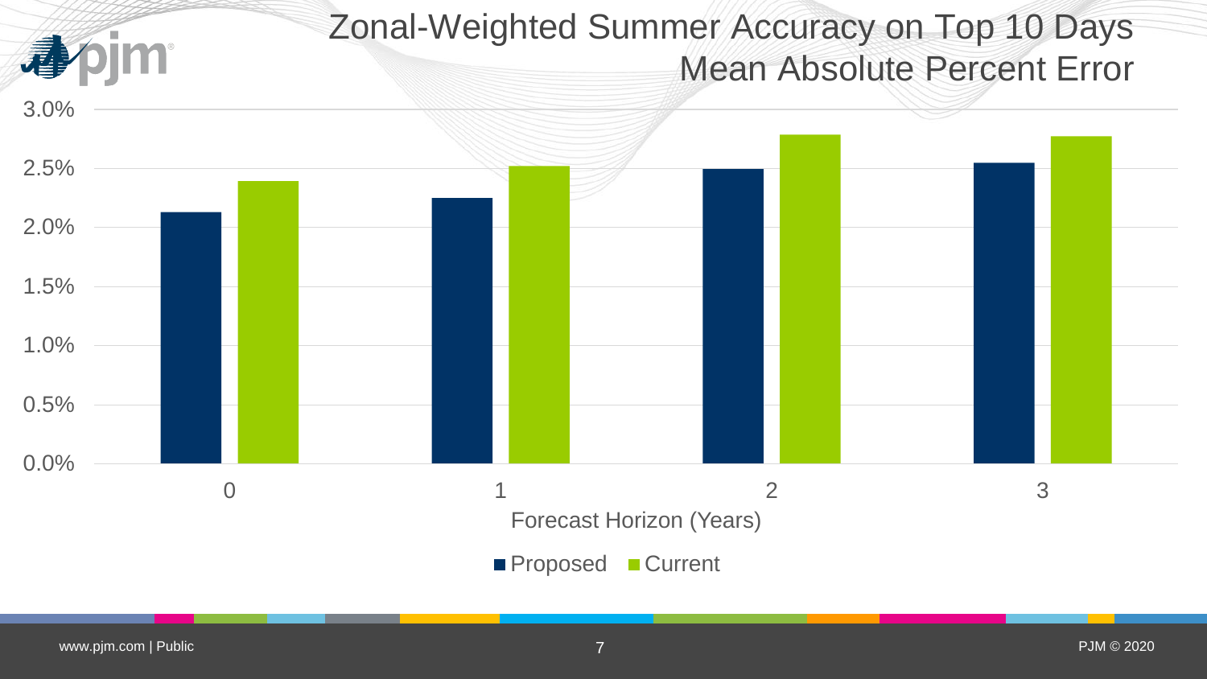# Zonal-Weighted Summer Accuracy on Top 10 Days Mean Absolute Percent Error

| Forecast Horizon (Years) | Proposed | Current |
|---|---|---|
| 0 | 2.13% | 2.39% |
| 1 | 2.25% | 2.52% |
| 2 | 2.49% | 2.78% |
| 3 | 2.54% | 2.77% |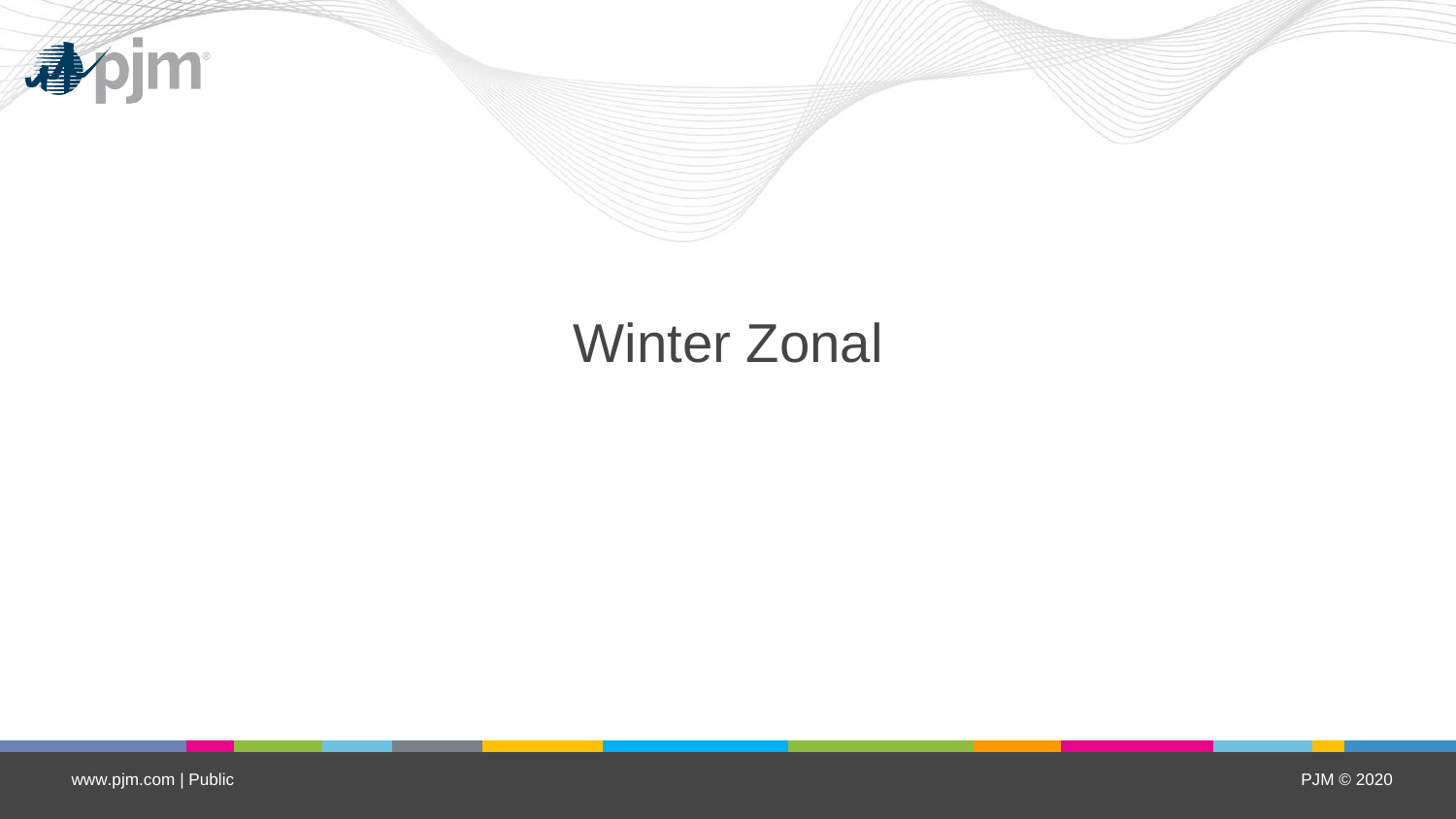# Winter Zonal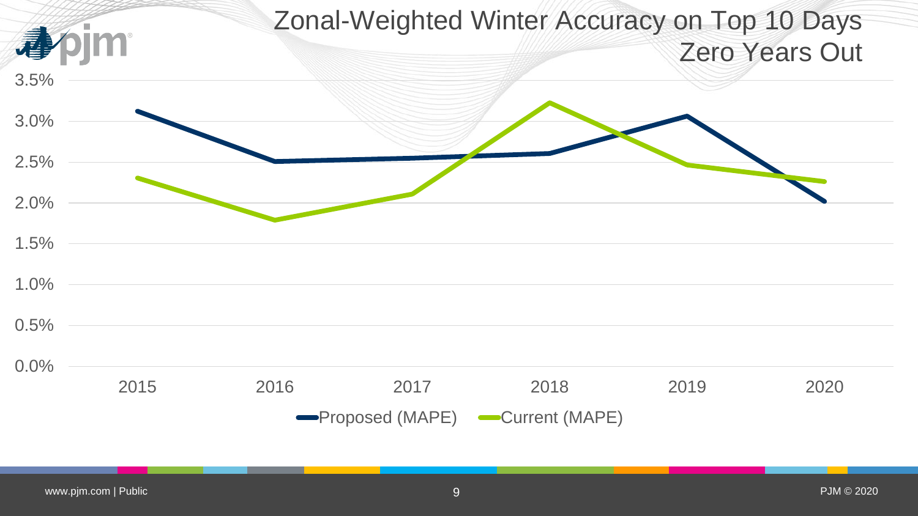# Zonal-Weighted Winter Accuracy on Top 10 Days Zero Years Out

| Year | Proposed (MAPE) | Current (MAPE) |
|---|---|---|
| 2015 | 3.1% | 2.3% |
| 2016 | 2.5% | 1.8% |
| 2017 | 2.55% | 2.1% |
| 2018 | 2.6% | 3.2% |
| 2019 | 3.05% | 2.45% |
| 2020 | 2.0% | 2.25% |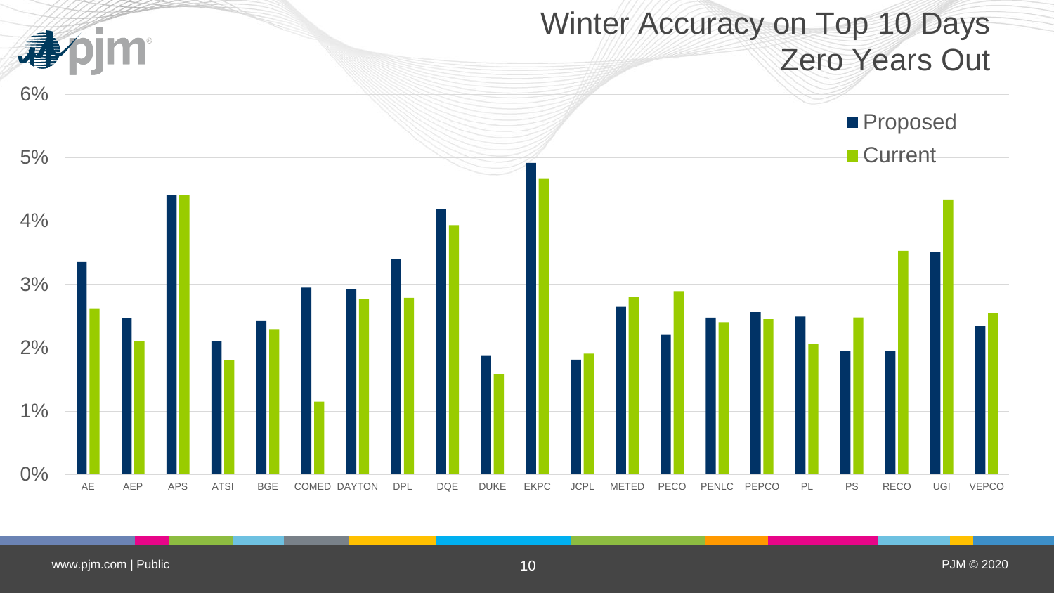# Winter Accuracy on Top 10 Days Zero Years Out

| Zone | Proposed | Current |
|---|---|---|
| AE | 3.35% | 2.6% |
| AEP | 2.45% | 2.1% |
| APS | 4.4% | 4.4% |
| ATSI | 2.1% | 1.8% |
| BGE | 2.4% | 2.3% |
| COMED | 2.95% | 1.15% |
| DAYTON | 2.9% | 2.75% |
| DPL | 3.4% | 2.8% |
| DQE | 4.2% | 3.95% |
| DUKE | 1.9% | 1.6% |
| EKPC | 4.9% | 4.65% |
| JCPL | 1.8% | 1.9% |
| METED | 2.65% | 2.8% |
| PECO | 2.2% | 2.9% |
| PENLC | 2.5% | 2.4% |
| PEPCO | 2.55% | 2.45% |
| PL | 2.5% | 2.05% |
| PS | 1.95% | 2.5% |
| RECO | 1.95% | 3.5% |
| UGI | 3.5% | 4.35% |
| VEPCO | 2.35% | 2.55% |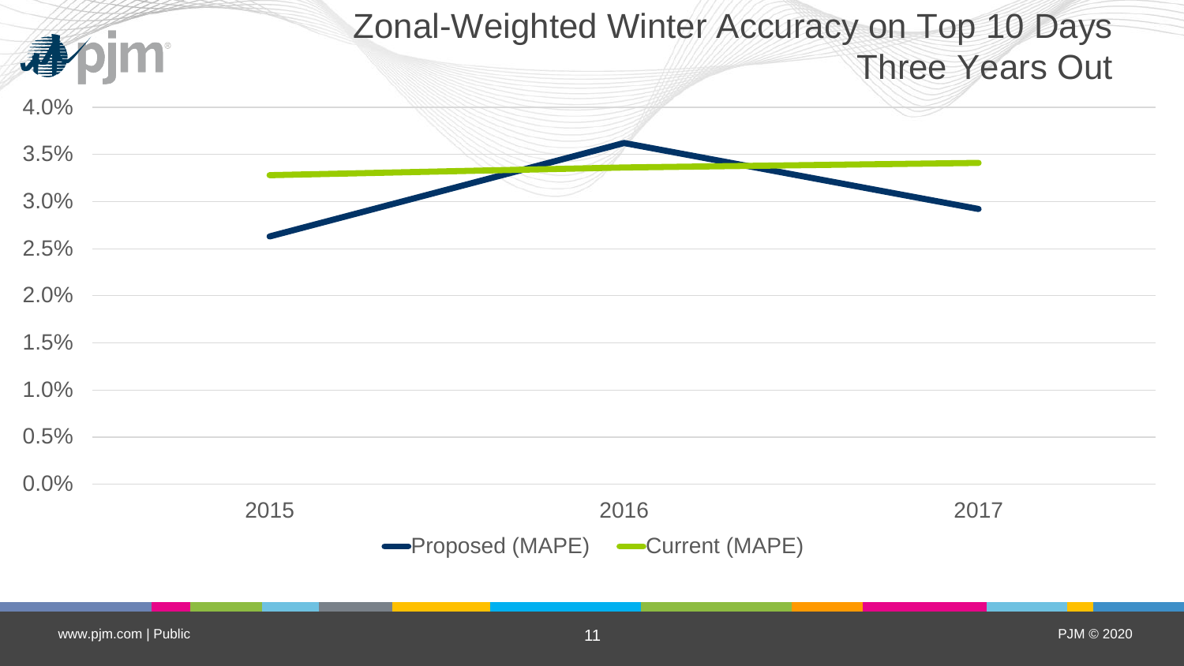# Zonal-Weighted Winter Accuracy on Top 10 Days Three Years Out

4.0%
3.5%
3.0%
2.5%
2.0%
1.5%
1.0%
0.5%
0.0%

2015 2016 2017

Proposed (MAPE) Current (MAPE)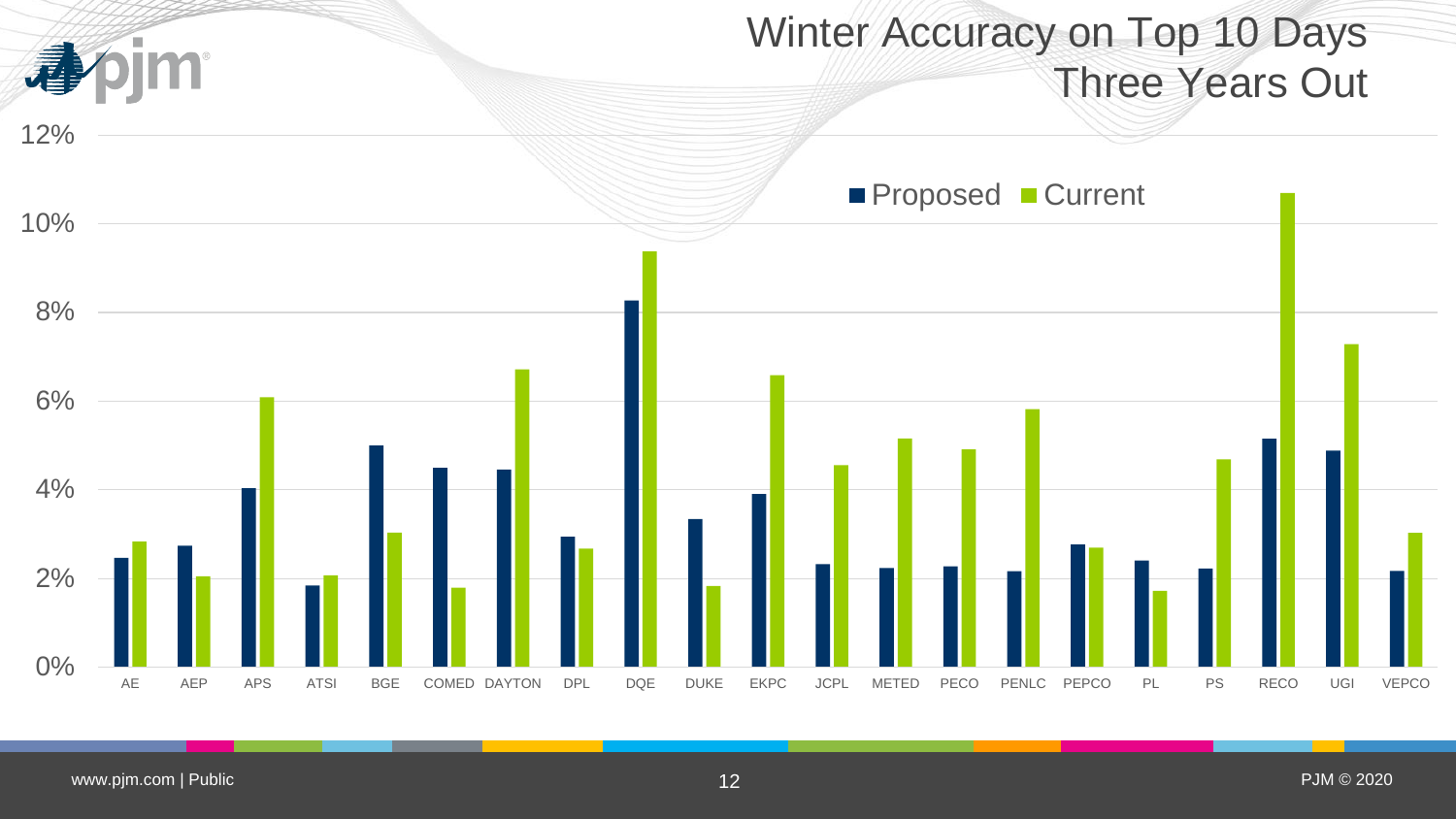# Winter Accuracy on Top 10 Days Three Years Out

■ Proposed ■ Current

12%
10%
8%
6%
4%
2%
0%

AE AEP APS ATSI BGE COMED DAYTON DPL DQE DUKE EKPC JCPL METED PECO PENLC PEPCO PL PS RECO UGI VEPCO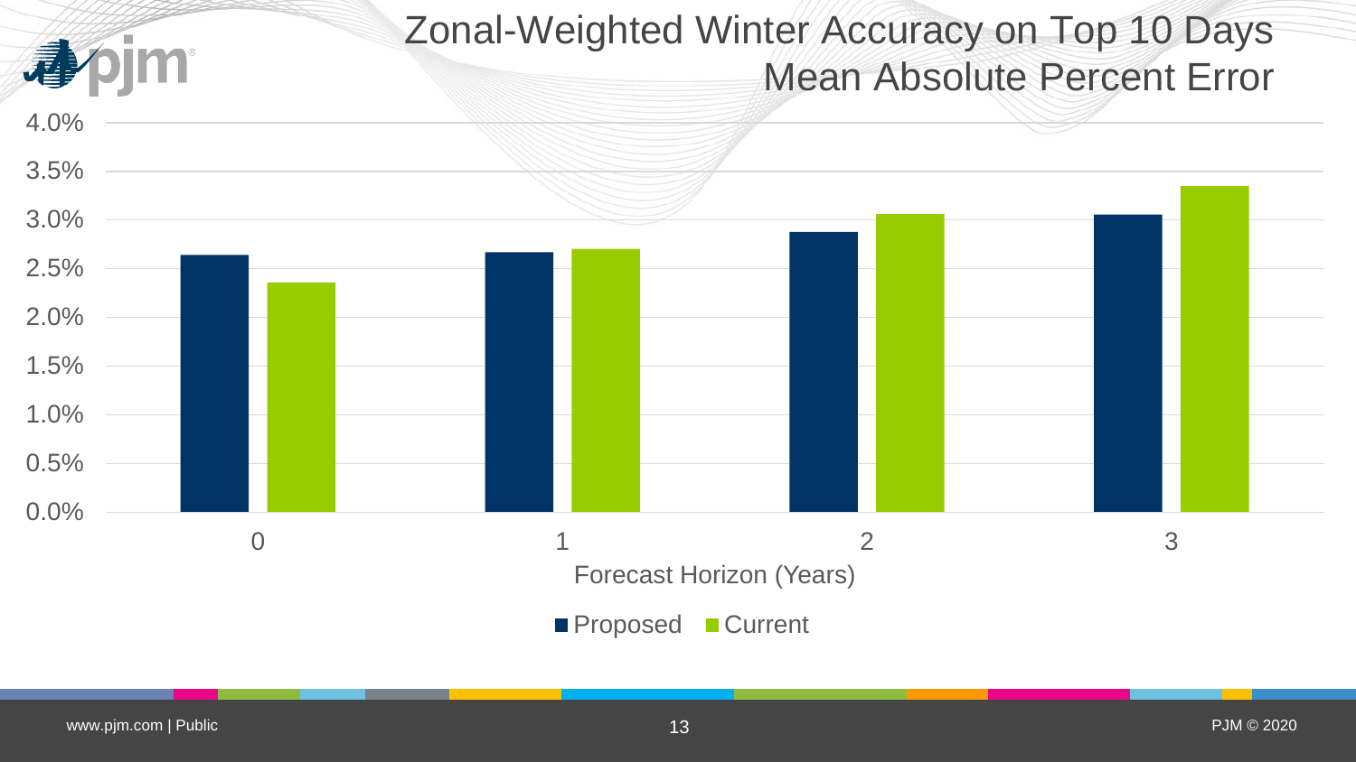# Zonal-Weighted Winter Accuracy on Top 10 Days Mean Absolute Percent Error

4.0%
3.5%
3.0%
2.5%
2.0%
1.5%
1.0%
0.5%
0.0%

0
1
2
3

Forecast Horizon (Years)

Proposed
Current